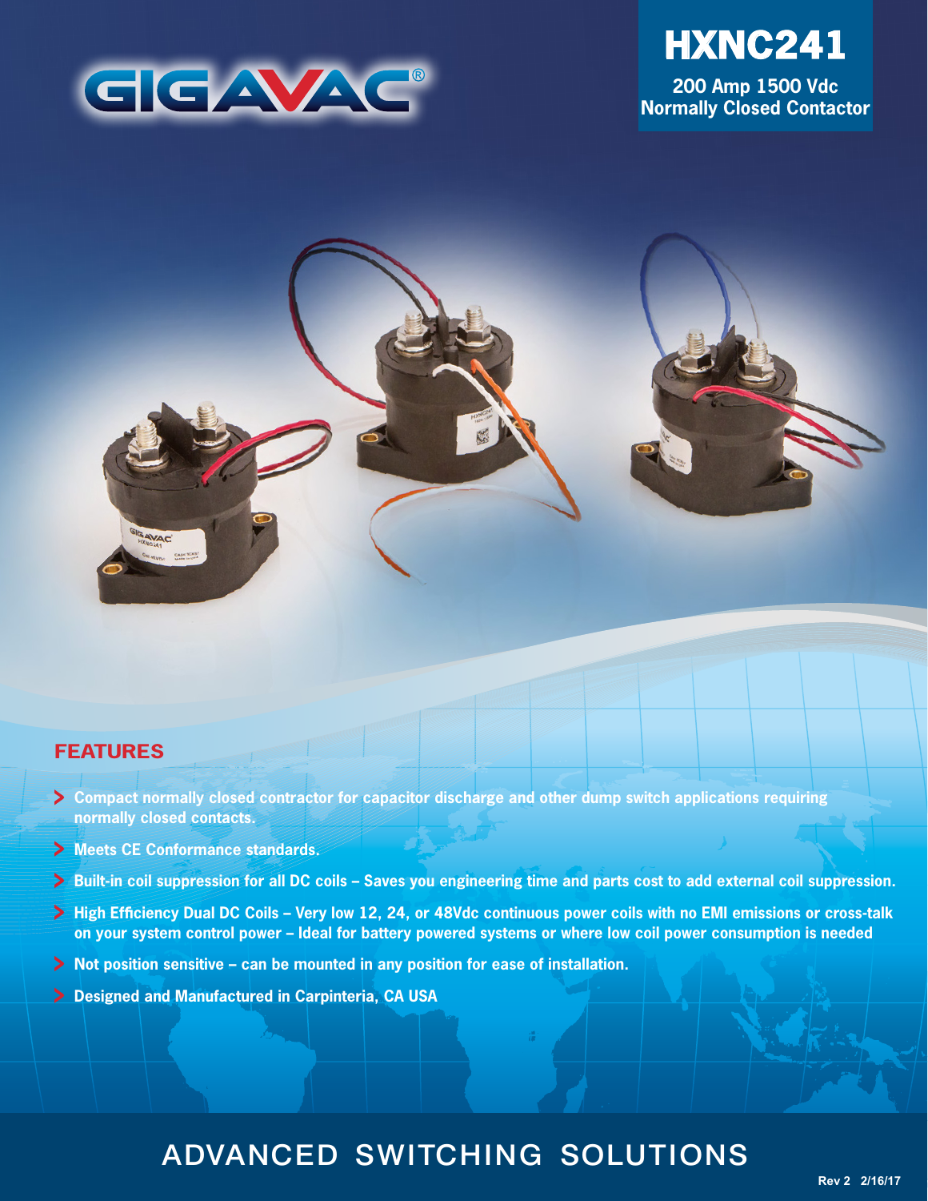GIGAVAC®

# HXNC241

**200 Amp 1500 Vdc Normally Closed Contactor**

## FEATURES

- **Compact normally closed contractor for capacitor discharge and other dump switch applications requiring normally closed contacts.**
- **Meets CE Conformance standards.**
- **Built-in coil suppression for all DC coils – Saves you engineering time and parts cost to add external coil suppression.**
- **High Efficiency Dual DC Coils – Very low 12, 24, or 48Vdc continuous power coils with no EMI emissions or cross-talk on your system control power – Ideal for battery powered systems or where low coil power consumption is needed**
- **Not position sensitive – can be mounted in any position for ease of installation.**
- **Designed and Manufactured in Carpinteria, CA USA**

ADVANCED SWITCHING SOLUTIONS

Rev 2 2/16/17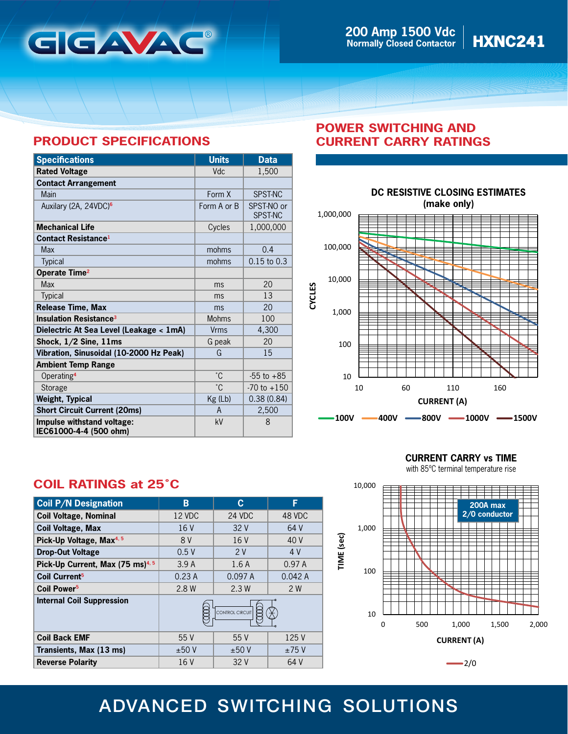# 200 Amp 1500 Vdc Normally Closed Contactor HXNC241

## PRODUCT SPECIFICATIONS

| Specifications | Units | Data |
|---|---|---|
| **Rated Voltage** | Vdc | 1,500 |
| **Contact Arrangement** | | |
| Main | Form X | SPST-NC |
| Auxilary (2A, 24VDC)[6] | Form A or B | SPST-NO or SPST-NC |
| **Mechanical Life** | Cycles | 1,000,000 |
| **Contact Resistance**[1] | | |
| Max | mohms | 0.4 |
| Typical | mohms | 0.15 to 0.3 |
| **Operate Time**[2] | | |
| Max | ms | 20 |
| Typical | ms | 13 |
| **Release Time, Max** | ms | 20 |
| **Insulation Resistance**[3] | Mohms | 100 |
| **Dielectric At Sea Level (Leakage < 1mA)** | Vrms | 4,300 |
| **Shock, 1/2 Sine, 11ms** | G peak | 20 |
| **Vibration, Sinusoidal (10-2000 Hz Peak)** | G | 15 |
| **Ambient Temp Range** | | |
| Operating[4] | ˚C | -55 to +85 |
| Storage | ˚C | -70 to +150 |
| **Weight, Typical** | Kg (Lb) | 0.38 (0.84) |
| **Short Circuit Current (20ms)** | A | 2,500 |
| **Impulse withstand voltage: IEC61000-4-4 (500 ohm)** | kV | 8 |

## POWER SWITCHING AND CURRENT CARRY RATINGS

**DC RESISTIVE CLOSING ESTIMATES (make only)**

CYCLES: 10 – 1,000,000 vs CURRENT (A): 10 – 160+

Legend: 100V, 400V, 800V, 1000V, 1500V

**CURRENT CARRY vs TIME**
with 85ºC terminal temperature rise

TIME (sec): 10 – 10,000 vs CURRENT (A): 0 – 2,000

200A max 2/0 conductor

Legend: 2/0

## COIL RATINGS at 25˚C

| Coil P/N Designation | B | C | F |
|---|---|---|---|
| **Coil Voltage, Nominal** | 12 VDC | 24 VDC | 48 VDC |
| **Coil Voltage, Max** | 16 V | 32 V | 64 V |
| **Pick-Up Voltage, Max**[4, 5] | 8 V | 16 V | 40 V |
| **Drop-Out Voltage** | 0.5 V | 2 V | 4 V |
| **Pick-Up Current, Max (75 ms)**[4, 5] | 3.9 A | 1.6 A | 0.97 A |
| **Coil Current**[5] | 0.23 A | 0.097 A | 0.042 A |
| **Coil Power**[5] | 2.8 W | 2.3 W | 2 W |
| **Internal Coil Suppression** | CONTROL CIRCUIT | | |
| **Coil Back EMF** | 55 V | 55 V | 125 V |
| **Transients, Max (13 ms)** | ±50 V | ±50 V | ±75 V |
| **Reverse Polarity** | 16 V | 32 V | 64 V |

ADVANCED SWITCHING SOLUTIONS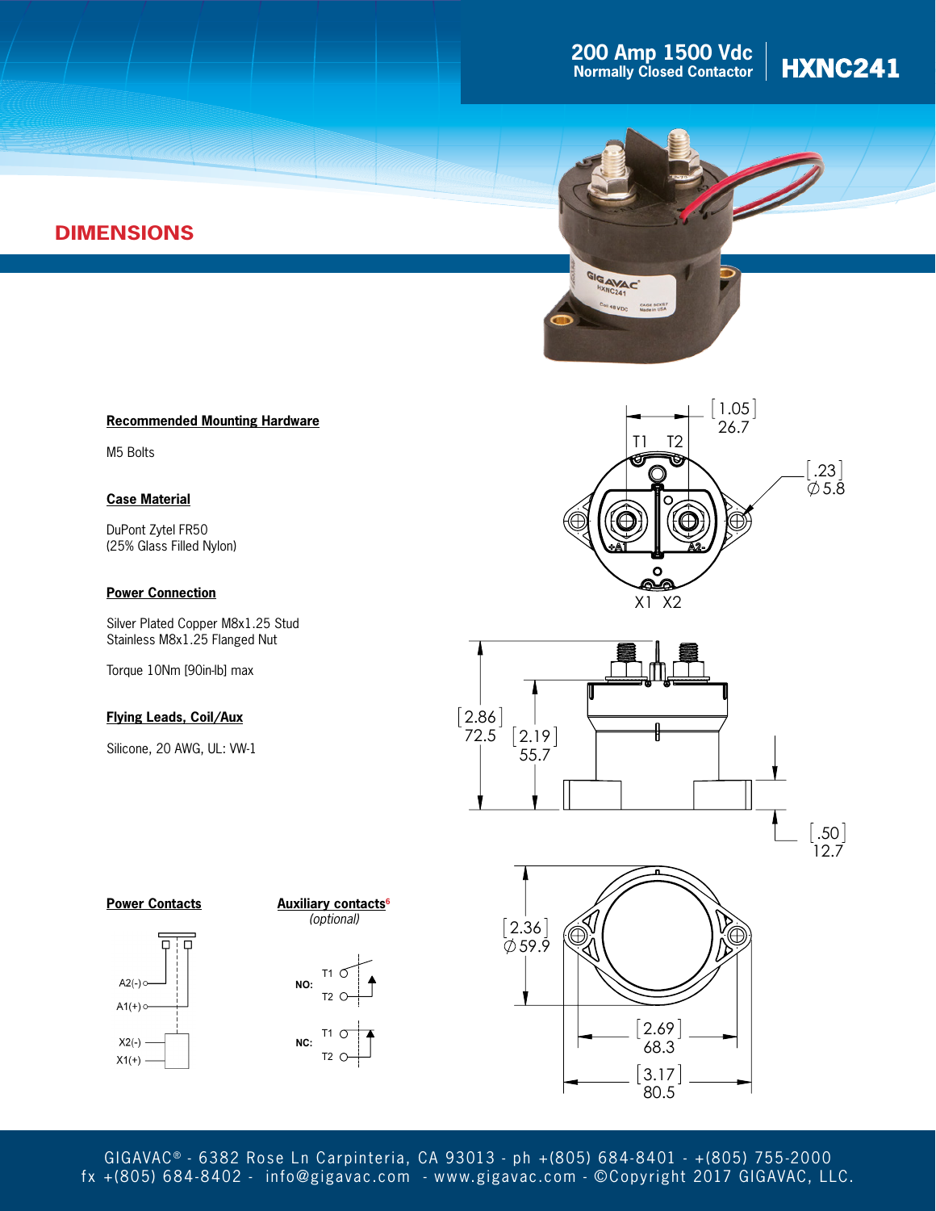# 200 Amp 1500 Vdc Normally Closed Contactor — HXNC241

## DIMENSIONS

### Recommended Mounting Hardware

M5 Bolts

### Case Material

DuPont Zytel FR50
(25% Glass Filled Nylon)

### Power Connection

Silver Plated Copper M8x1.25 Stud
Stainless M8x1.25 Flanged Nut

Torque 10Nm [90in-lb] max

### Flying Leads, Coil/Aux

Silicone, 20 AWG, UL: VW-1

### Power Contacts

### Auxiliary contacts[6]

*(optional)*

[1.05] 26.7
T1 T2
[.23] ∅5.8
+A1 A2-
X1 X2

[2.86] 72.5
[2.19] 55.7
[.50] 12.7

[2.36] ∅59.9
[2.69] 68.3
[3.17] 80.5

A2(-)
A1(+)
X2(-)
X1(+)

NO: T1 T2
NC: T1 T2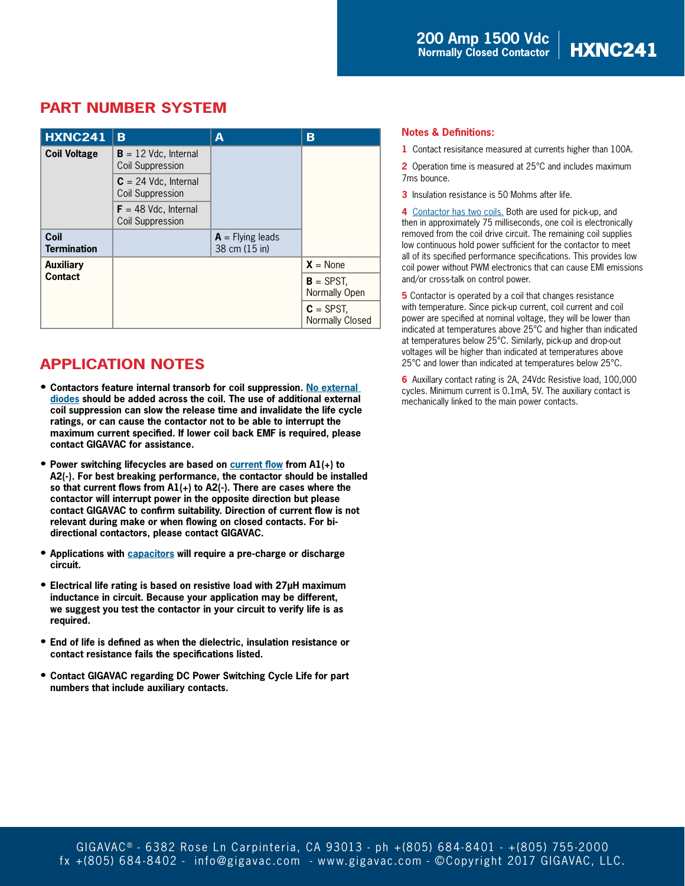## PART NUMBER SYSTEM

| HXNC241 | B | A | B |
|---|---|---|---|
| **Coil Voltage** | **B** = 12 Vdc, Internal Coil Suppression<br>**C** = 24 Vdc, Internal Coil Suppression<br>**F** = 48 Vdc, Internal Coil Suppression | | |
| **Coil Termination** | | **A** = Flying leads 38 cm (15 in) | |
| **Auxiliary Contact** | | | **X** = None<br>**B** = SPST, Normally Open<br>**C** = SPST, Normally Closed |

## APPLICATION NOTES

- **Contactors feature internal transorb for coil suppression. No external diodes should be added across the coil. The use of additional external coil suppression can slow the release time and invalidate the life cycle ratings, or can cause the contactor not to be able to interrupt the maximum current specified. If lower coil back EMF is required, please contact GIGAVAC for assistance.**
- **Power switching lifecycles are based on current flow from A1(+) to A2(-). For best breaking performance, the contactor should be installed so that current flows from A1(+) to A2(-). There are cases where the contactor will interrupt power in the opposite direction but please contact GIGAVAC to confirm suitability. Direction of current flow is not relevant during make or when flowing on closed contacts. For bi-directional contactors, please contact GIGAVAC.**
- **Applications with capacitors will require a pre-charge or discharge circuit.**
- **Electrical life rating is based on resistive load with 27μH maximum inductance in circuit. Because your application may be different, we suggest you test the contactor in your circuit to verify life is as required.**
- **End of life is defined as when the dielectric, insulation resistance or contact resistance fails the specifications listed.**
- **Contact GIGAVAC regarding DC Power Switching Cycle Life for part numbers that include auxiliary contacts.**

### Notes & Definitions:

1 Contact resisitance measured at currents higher than 100A.

2 Operation time is measured at 25°C and includes maximum 7ms bounce.

3 Insulation resistance is 50 Mohms after life.

4 Contactor has two coils. Both are used for pick-up, and then in approximately 75 milliseconds, one coil is electronically removed from the coil drive circuit. The remaining coil supplies low continuous hold power sufficient for the contactor to meet all of its specified performance specifications. This provides low coil power without PWM electronics that can cause EMI emissions and/or cross-talk on control power.

5 Contactor is operated by a coil that changes resistance with temperature. Since pick-up current, coil current and coil power are specified at nominal voltage, they will be lower than indicated at temperatures above 25°C and higher than indicated at temperatures below 25°C. Similarly, pick-up and drop-out voltages will be higher than indicated at temperatures above 25°C and lower than indicated at temperatures below 25°C.

6 Auxillary contact rating is 2A, 24Vdc Resistive load, 100,000 cycles. Minimum current is 0.1mA, 5V. The auxiliary contact is mechanically linked to the main power contacts.